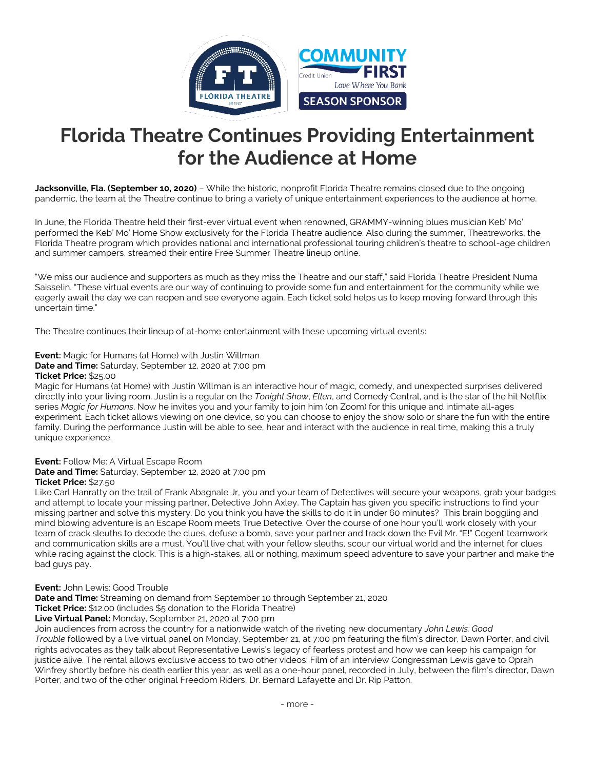# Florida Theatre Continues Providing Entertainment for the Audience at Home

**Jacksonville, Fla. (September 10, 2020)** – While the historic, nonprofit Florida Theatre remains closed due to the ongoing pandemic, the team at the Theatre continue to bring a variety of unique entertainment experiences to the audience at home.

In June, the Florida Theatre held their first-ever virtual event when renowned, GRAMMY-winning blues musician Keb' Mo' performed the Keb' Mo' Home Show exclusively for the Florida Theatre audience. Also during the summer, Theatreworks, the Florida Theatre program which provides national and international professional touring children's theatre to school-age children and summer campers, streamed their entire Free Summer Theatre lineup online.

"We miss our audience and supporters as much as they miss the Theatre and our staff," said Florida Theatre President Numa Saisselin. "These virtual events are our way of continuing to provide some fun and entertainment for the community while we eagerly await the day we can reopen and see everyone again. Each ticket sold helps us to keep moving forward through this uncertain time."

The Theatre continues their lineup of at-home entertainment with these upcoming virtual events:

**Event:** Magic for Humans (at Home) with Justin Willman
**Date and Time:** Saturday, September 12, 2020 at 7:00 pm
**Ticket Price:** $25.00
Magic for Humans (at Home) with Justin Willman is an interactive hour of magic, comedy, and unexpected surprises delivered directly into your living room. Justin is a regular on the *Tonight Show*, *Ellen*, and Comedy Central, and is the star of the hit Netflix series *Magic for Humans*. Now he invites you and your family to join him (on Zoom) for this unique and intimate all-ages experiment. Each ticket allows viewing on one device, so you can choose to enjoy the show solo or share the fun with the entire family. During the performance Justin will be able to see, hear and interact with the audience in real time, making this a truly unique experience.

**Event:** Follow Me: A Virtual Escape Room
**Date and Time:** Saturday, September 12, 2020 at 7:00 pm
**Ticket Price:** $27.50
Like Carl Hanratty on the trail of Frank Abagnale Jr, you and your team of Detectives will secure your weapons, grab your badges and attempt to locate your missing partner, Detective John Axley. The Captain has given you specific instructions to find your missing partner and solve this mystery. Do you think you have the skills to do it in under 60 minutes? This brain boggling and mind blowing adventure is an Escape Room meets True Detective. Over the course of one hour you'll work closely with your team of crack sleuths to decode the clues, defuse a bomb, save your partner and track down the Evil Mr. "E!" Cogent teamwork and communication skills are a must. You'll live chat with your fellow sleuths, scour our virtual world and the internet for clues while racing against the clock. This is a high-stakes, all or nothing, maximum speed adventure to save your partner and make the bad guys pay.

**Event:** John Lewis: Good Trouble
**Date and Time:** Streaming on demand from September 10 through September 21, 2020
**Ticket Price:** $12.00 (includes $5 donation to the Florida Theatre)
**Live Virtual Panel:** Monday, September 21, 2020 at 7:00 pm
Join audiences from across the country for a nationwide watch of the riveting new documentary *John Lewis: Good Trouble* followed by a live virtual panel on Monday, September 21, at 7:00 pm featuring the film's director, Dawn Porter, and civil rights advocates as they talk about Representative Lewis's legacy of fearless protest and how we can keep his campaign for justice alive. The rental allows exclusive access to two other videos: Film of an interview Congressman Lewis gave to Oprah Winfrey shortly before his death earlier this year, as well as a one-hour panel, recorded in July, between the film's director, Dawn Porter, and two of the other original Freedom Riders, Dr. Bernard Lafayette and Dr. Rip Patton.

- more -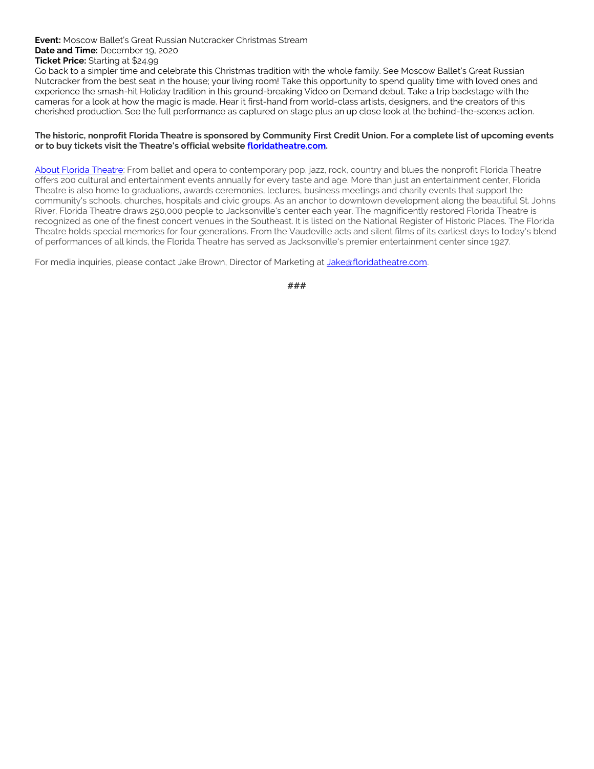**Event:** Moscow Ballet's Great Russian Nutcracker Christmas Stream
**Date and Time:** December 19, 2020
**Ticket Price:** Starting at $24.99
Go back to a simpler time and celebrate this Christmas tradition with the whole family. See Moscow Ballet's Great Russian Nutcracker from the best seat in the house; your living room! Take this opportunity to spend quality time with loved ones and experience the smash-hit Holiday tradition in this ground-breaking Video on Demand debut. Take a trip backstage with the cameras for a look at how the magic is made. Hear it first-hand from world-class artists, designers, and the creators of this cherished production. See the full performance as captured on stage plus an up close look at the behind-the-scenes action.

**The historic, nonprofit Florida Theatre is sponsored by Community First Credit Union. For a complete list of upcoming events or to buy tickets visit the Theatre's official website [floridatheatre.com](floridatheatre.com).**

[About Florida Theatre]: From ballet and opera to contemporary pop, jazz, rock, country and blues the nonprofit Florida Theatre offers 200 cultural and entertainment events annually for every taste and age. More than just an entertainment center, Florida Theatre is also home to graduations, awards ceremonies, lectures, business meetings and charity events that support the community's schools, churches, hospitals and civic groups. As an anchor to downtown development along the beautiful St. Johns River, Florida Theatre draws 250,000 people to Jacksonville's center each year. The magnificently restored Florida Theatre is recognized as one of the finest concert venues in the Southeast. It is listed on the National Register of Historic Places. The Florida Theatre holds special memories for four generations. From the Vaudeville acts and silent films of its earliest days to today's blend of performances of all kinds, the Florida Theatre has served as Jacksonville's premier entertainment center since 1927.

For media inquiries, please contact Jake Brown, Director of Marketing at Jake@floridatheatre.com.

###